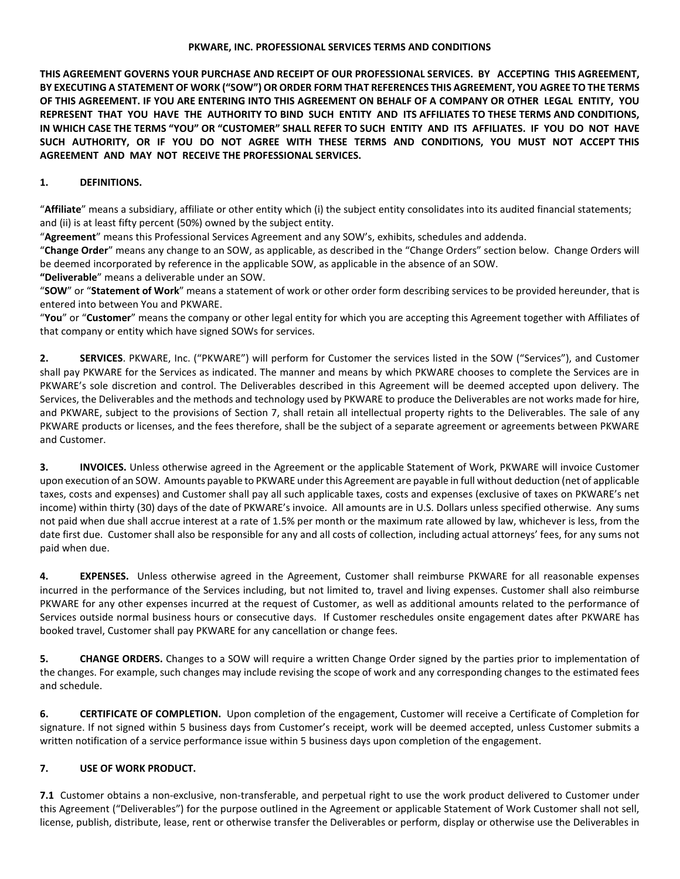# PKWARE, INC. PROFESSIONAL SERVICES TERMS AND CONDITIONS

**THIS AGREEMENT GOVERNS YOUR PURCHASE AND RECEIPT OF OUR PROFESSIONAL SERVICES. BY ACCEPTING THIS AGREEMENT, BY EXECUTING A STATEMENT OF WORK ("SOW") OR ORDER FORM THAT REFERENCES THIS AGREEMENT, YOU AGREE TO THE TERMS OF THIS AGREEMENT. IF YOU ARE ENTERING INTO THIS AGREEMENT ON BEHALF OF A COMPANY OR OTHER LEGAL ENTITY, YOU REPRESENT THAT YOU HAVE THE AUTHORITY TO BIND SUCH ENTITY AND ITS AFFILIATES TO THESE TERMS AND CONDITIONS, IN WHICH CASE THE TERMS "YOU" OR "CUSTOMER" SHALL REFER TO SUCH ENTITY AND ITS AFFILIATES. IF YOU DO NOT HAVE SUCH AUTHORITY, OR IF YOU DO NOT AGREE WITH THESE TERMS AND CONDITIONS, YOU MUST NOT ACCEPT THIS AGREEMENT AND MAY NOT RECEIVE THE PROFESSIONAL SERVICES.**

## 1. DEFINITIONS.

"**Affiliate**" means a subsidiary, affiliate or other entity which (i) the subject entity consolidates into its audited financial statements; and (ii) is at least fifty percent (50%) owned by the subject entity.

"**Agreement**" means this Professional Services Agreement and any SOW's, exhibits, schedules and addenda.

"**Change Order**" means any change to an SOW, as applicable, as described in the "Change Orders" section below. Change Orders will be deemed incorporated by reference in the applicable SOW, as applicable in the absence of an SOW.

**"Deliverable**" means a deliverable under an SOW.

"**SOW**" or "**Statement of Work**" means a statement of work or other order form describing services to be provided hereunder, that is entered into between You and PKWARE.

"**You**" or "**Customer**" means the company or other legal entity for which you are accepting this Agreement together with Affiliates of that company or entity which have signed SOWs for services.

**2. SERVICES**. PKWARE, Inc. ("PKWARE") will perform for Customer the services listed in the SOW ("Services"), and Customer shall pay PKWARE for the Services as indicated. The manner and means by which PKWARE chooses to complete the Services are in PKWARE's sole discretion and control. The Deliverables described in this Agreement will be deemed accepted upon delivery. The Services, the Deliverables and the methods and technology used by PKWARE to produce the Deliverables are not works made for hire, and PKWARE, subject to the provisions of Section 7, shall retain all intellectual property rights to the Deliverables. The sale of any PKWARE products or licenses, and the fees therefore, shall be the subject of a separate agreement or agreements between PKWARE and Customer.

**3. INVOICES.** Unless otherwise agreed in the Agreement or the applicable Statement of Work, PKWARE will invoice Customer upon execution of an SOW. Amounts payable to PKWARE under this Agreement are payable in full without deduction (net of applicable taxes, costs and expenses) and Customer shall pay all such applicable taxes, costs and expenses (exclusive of taxes on PKWARE's net income) within thirty (30) days of the date of PKWARE's invoice. All amounts are in U.S. Dollars unless specified otherwise. Any sums not paid when due shall accrue interest at a rate of 1.5% per month or the maximum rate allowed by law, whichever is less, from the date first due. Customer shall also be responsible for any and all costs of collection, including actual attorneys' fees, for any sums not paid when due.

**4. EXPENSES.** Unless otherwise agreed in the Agreement, Customer shall reimburse PKWARE for all reasonable expenses incurred in the performance of the Services including, but not limited to, travel and living expenses. Customer shall also reimburse PKWARE for any other expenses incurred at the request of Customer, as well as additional amounts related to the performance of Services outside normal business hours or consecutive days. If Customer reschedules onsite engagement dates after PKWARE has booked travel, Customer shall pay PKWARE for any cancellation or change fees.

**5. CHANGE ORDERS.** Changes to a SOW will require a written Change Order signed by the parties prior to implementation of the changes. For example, such changes may include revising the scope of work and any corresponding changes to the estimated fees and schedule.

**6. CERTIFICATE OF COMPLETION.** Upon completion of the engagement, Customer will receive a Certificate of Completion for signature. If not signed within 5 business days from Customer's receipt, work will be deemed accepted, unless Customer submits a written notification of a service performance issue within 5 business days upon completion of the engagement.

## 7. USE OF WORK PRODUCT.

**7.1** Customer obtains a non-exclusive, non-transferable, and perpetual right to use the work product delivered to Customer under this Agreement ("Deliverables") for the purpose outlined in the Agreement or applicable Statement of Work Customer shall not sell, license, publish, distribute, lease, rent or otherwise transfer the Deliverables or perform, display or otherwise use the Deliverables in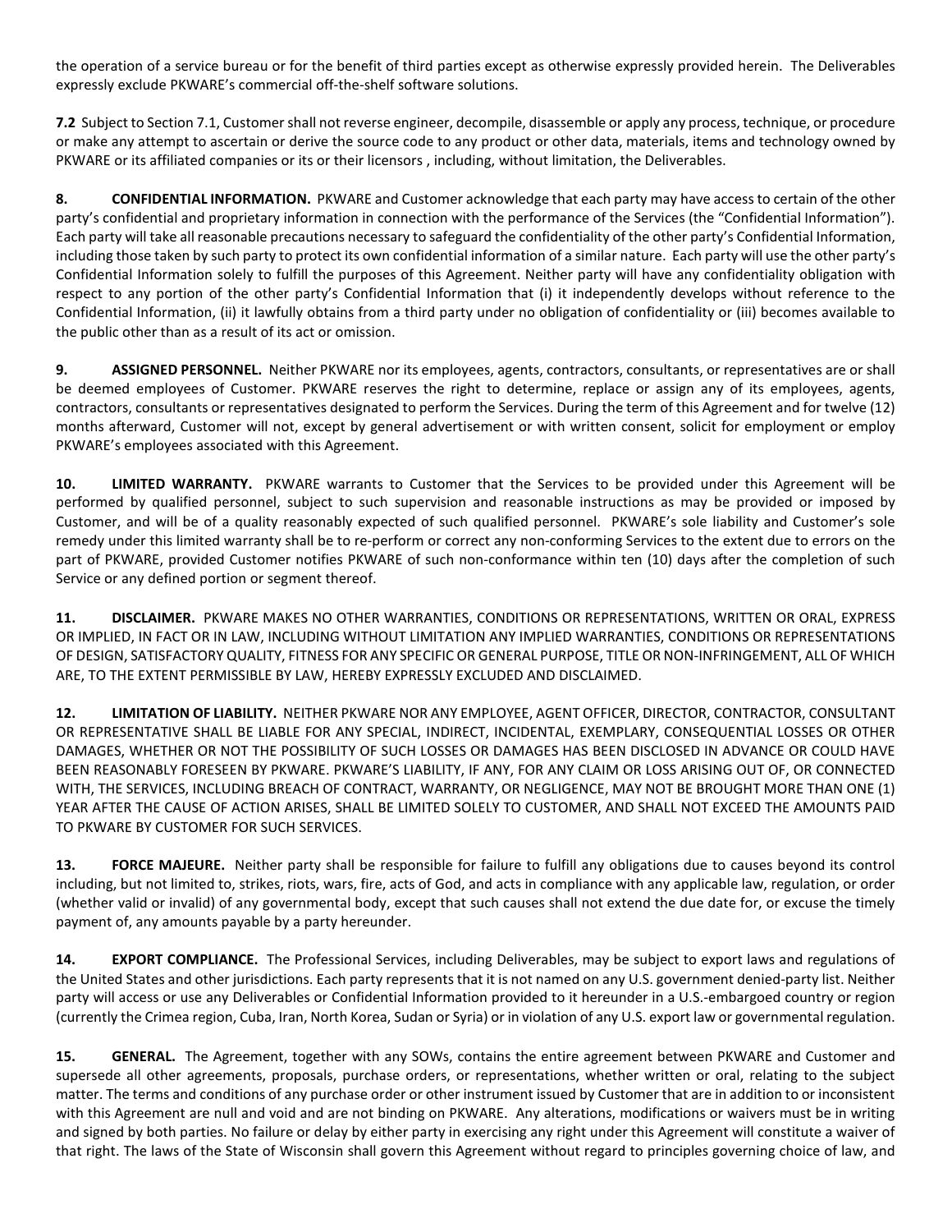the operation of a service bureau or for the benefit of third parties except as otherwise expressly provided herein. The Deliverables expressly exclude PKWARE's commercial off-the-shelf software solutions.

**7.2** Subject to Section 7.1, Customer shall not reverse engineer, decompile, disassemble or apply any process, technique, or procedure or make any attempt to ascertain or derive the source code to any product or other data, materials, items and technology owned by PKWARE or its affiliated companies or its or their licensors , including, without limitation, the Deliverables.

**8. CONFIDENTIAL INFORMATION.** PKWARE and Customer acknowledge that each party may have access to certain of the other party's confidential and proprietary information in connection with the performance of the Services (the "Confidential Information"). Each party will take all reasonable precautions necessary to safeguard the confidentiality of the other party's Confidential Information, including those taken by such party to protect its own confidential information of a similar nature. Each party will use the other party's Confidential Information solely to fulfill the purposes of this Agreement. Neither party will have any confidentiality obligation with respect to any portion of the other party's Confidential Information that (i) it independently develops without reference to the Confidential Information, (ii) it lawfully obtains from a third party under no obligation of confidentiality or (iii) becomes available to the public other than as a result of its act or omission.

**9. ASSIGNED PERSONNEL.** Neither PKWARE nor its employees, agents, contractors, consultants, or representatives are or shall be deemed employees of Customer. PKWARE reserves the right to determine, replace or assign any of its employees, agents, contractors, consultants or representatives designated to perform the Services. During the term of this Agreement and for twelve (12) months afterward, Customer will not, except by general advertisement or with written consent, solicit for employment or employ PKWARE's employees associated with this Agreement.

**10. LIMITED WARRANTY.** PKWARE warrants to Customer that the Services to be provided under this Agreement will be performed by qualified personnel, subject to such supervision and reasonable instructions as may be provided or imposed by Customer, and will be of a quality reasonably expected of such qualified personnel. PKWARE's sole liability and Customer's sole remedy under this limited warranty shall be to re-perform or correct any non-conforming Services to the extent due to errors on the part of PKWARE, provided Customer notifies PKWARE of such non-conformance within ten (10) days after the completion of such Service or any defined portion or segment thereof.

**11. DISCLAIMER.** PKWARE MAKES NO OTHER WARRANTIES, CONDITIONS OR REPRESENTATIONS, WRITTEN OR ORAL, EXPRESS OR IMPLIED, IN FACT OR IN LAW, INCLUDING WITHOUT LIMITATION ANY IMPLIED WARRANTIES, CONDITIONS OR REPRESENTATIONS OF DESIGN, SATISFACTORY QUALITY, FITNESS FOR ANY SPECIFIC OR GENERAL PURPOSE, TITLE OR NON-INFRINGEMENT, ALL OF WHICH ARE, TO THE EXTENT PERMISSIBLE BY LAW, HEREBY EXPRESSLY EXCLUDED AND DISCLAIMED.

**12. LIMITATION OF LIABILITY.** NEITHER PKWARE NOR ANY EMPLOYEE, AGENT OFFICER, DIRECTOR, CONTRACTOR, CONSULTANT OR REPRESENTATIVE SHALL BE LIABLE FOR ANY SPECIAL, INDIRECT, INCIDENTAL, EXEMPLARY, CONSEQUENTIAL LOSSES OR OTHER DAMAGES, WHETHER OR NOT THE POSSIBILITY OF SUCH LOSSES OR DAMAGES HAS BEEN DISCLOSED IN ADVANCE OR COULD HAVE BEEN REASONABLY FORESEEN BY PKWARE. PKWARE'S LIABILITY, IF ANY, FOR ANY CLAIM OR LOSS ARISING OUT OF, OR CONNECTED WITH, THE SERVICES, INCLUDING BREACH OF CONTRACT, WARRANTY, OR NEGLIGENCE, MAY NOT BE BROUGHT MORE THAN ONE (1) YEAR AFTER THE CAUSE OF ACTION ARISES, SHALL BE LIMITED SOLELY TO CUSTOMER, AND SHALL NOT EXCEED THE AMOUNTS PAID TO PKWARE BY CUSTOMER FOR SUCH SERVICES.

**13. FORCE MAJEURE.** Neither party shall be responsible for failure to fulfill any obligations due to causes beyond its control including, but not limited to, strikes, riots, wars, fire, acts of God, and acts in compliance with any applicable law, regulation, or order (whether valid or invalid) of any governmental body, except that such causes shall not extend the due date for, or excuse the timely payment of, any amounts payable by a party hereunder.

**14. EXPORT COMPLIANCE.** The Professional Services, including Deliverables, may be subject to export laws and regulations of the United States and other jurisdictions. Each party represents that it is not named on any U.S. government denied-party list. Neither party will access or use any Deliverables or Confidential Information provided to it hereunder in a U.S.-embargoed country or region (currently the Crimea region, Cuba, Iran, North Korea, Sudan or Syria) or in violation of any U.S. export law or governmental regulation.

**15. GENERAL.** The Agreement, together with any SOWs, contains the entire agreement between PKWARE and Customer and supersede all other agreements, proposals, purchase orders, or representations, whether written or oral, relating to the subject matter. The terms and conditions of any purchase order or other instrument issued by Customer that are in addition to or inconsistent with this Agreement are null and void and are not binding on PKWARE. Any alterations, modifications or waivers must be in writing and signed by both parties. No failure or delay by either party in exercising any right under this Agreement will constitute a waiver of that right. The laws of the State of Wisconsin shall govern this Agreement without regard to principles governing choice of law, and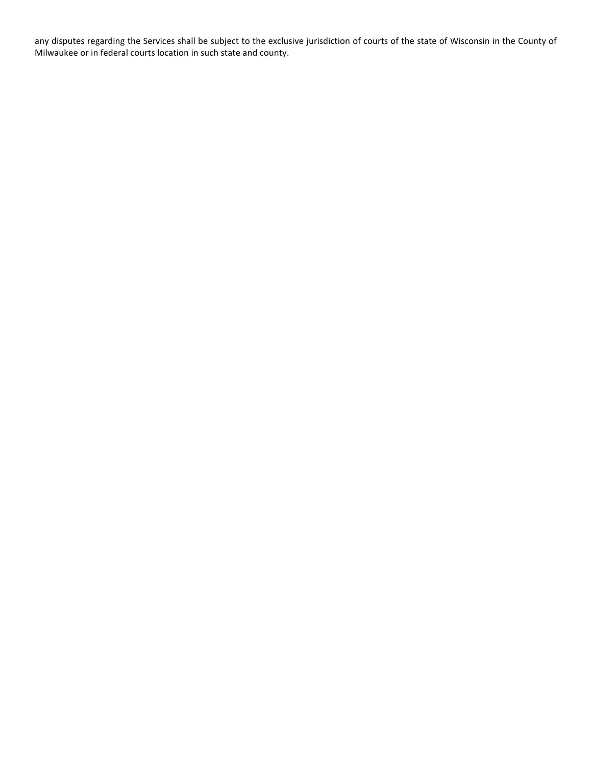any disputes regarding the Services shall be subject to the exclusive jurisdiction of courts of the state of Wisconsin in the County of Milwaukee or in federal courts location in such state and county.